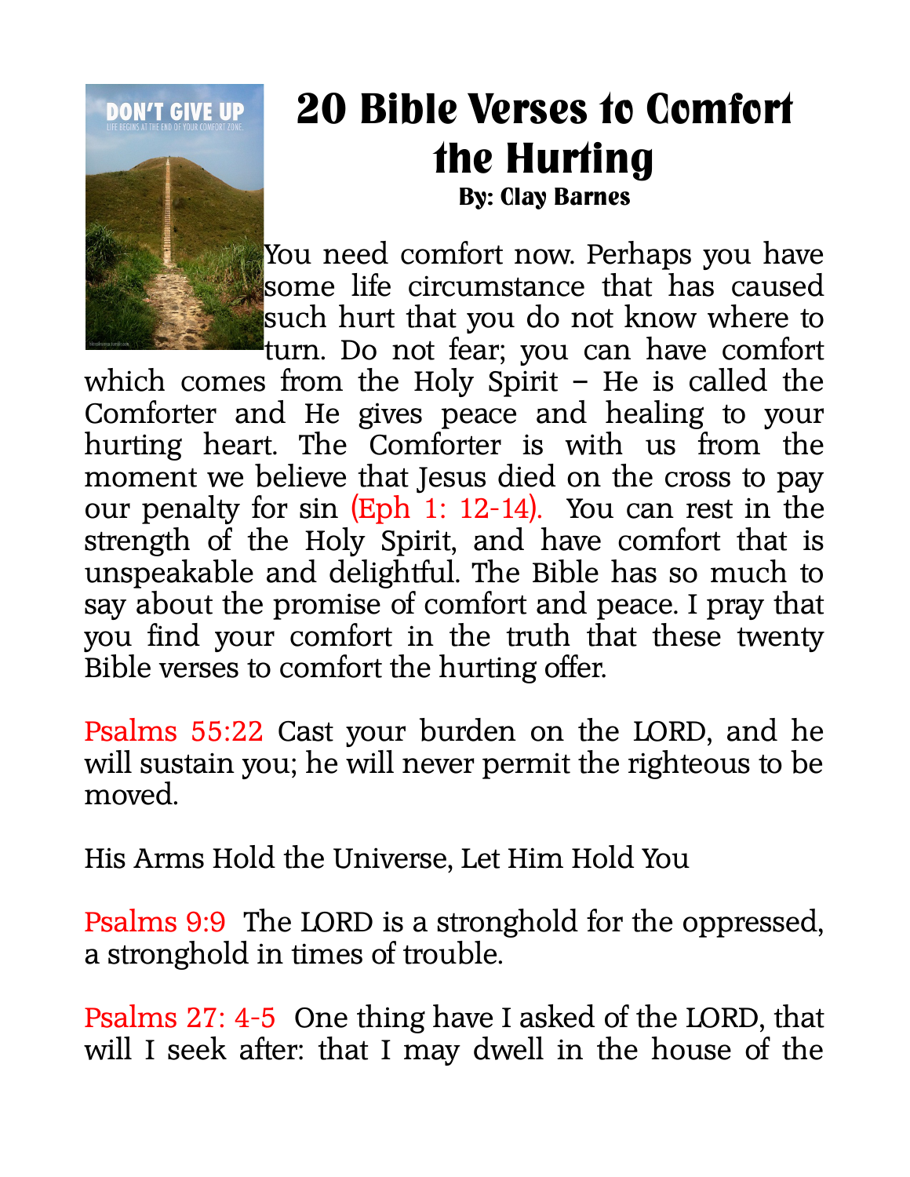# 20 Bible Verses to Comfort the Hurting

**By: Clay Barnes**

You need comfort now. Perhaps you have some life circumstance that has caused such hurt that you do not know where to turn. Do not fear; you can have comfort which comes from the Holy Spirit – He is called the Comforter and He gives peace and healing to your hurting heart. The Comforter is with us from the moment we believe that Jesus died on the cross to pay our penalty for sin (Eph 1: 12-14). You can rest in the strength of the Holy Spirit, and have comfort that is unspeakable and delightful. The Bible has so much to say about the promise of comfort and peace. I pray that you find your comfort in the truth that these twenty Bible verses to comfort the hurting offer.

Psalms 55:22 Cast your burden on the LORD, and he will sustain you; he will never permit the righteous to be moved.

His Arms Hold the Universe, Let Him Hold You

Psalms 9:9 The LORD is a stronghold for the oppressed, a stronghold in times of trouble.

Psalms 27: 4-5 One thing have I asked of the LORD, that will I seek after: that I may dwell in the house of the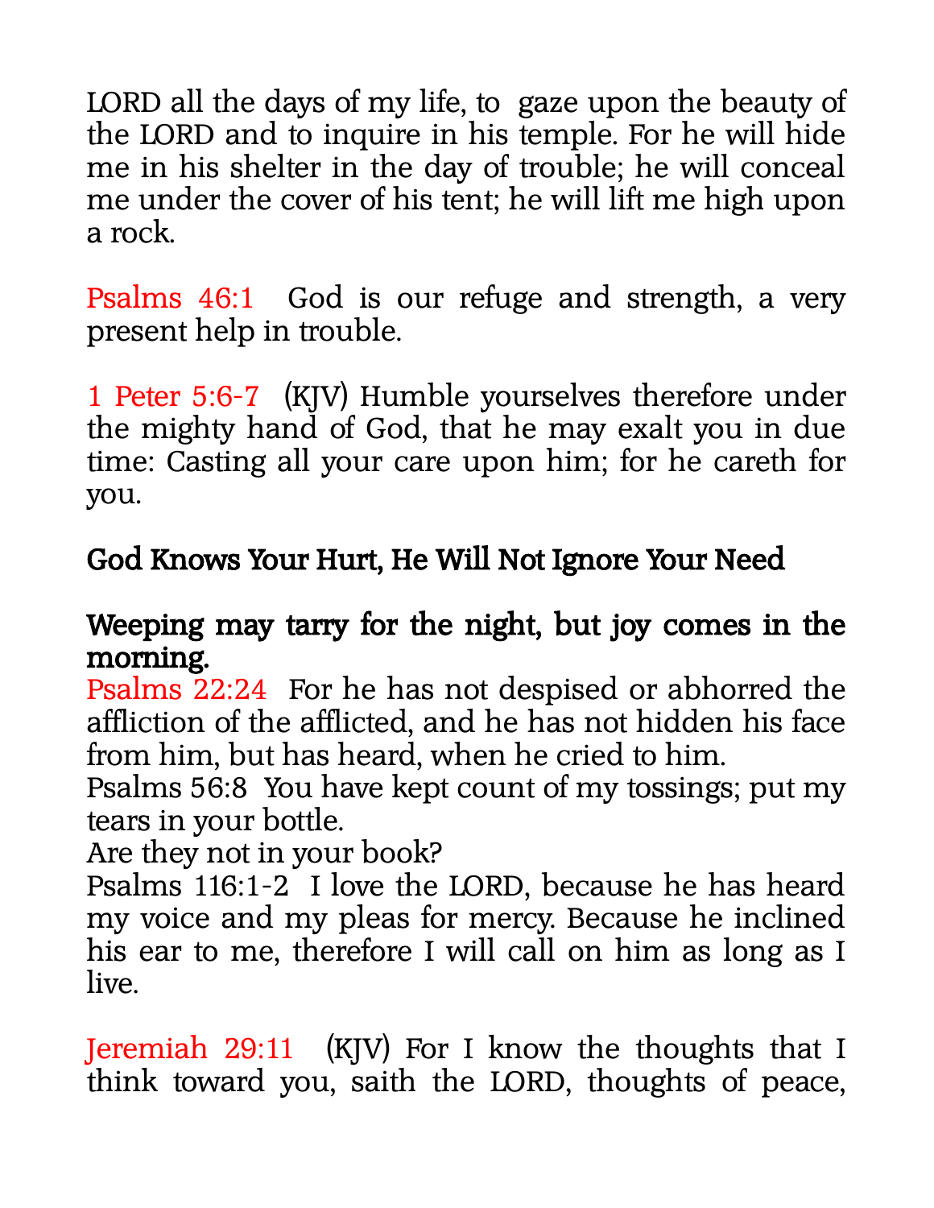LORD all the days of my life, to gaze upon the beauty of the LORD and to inquire in his temple. For he will hide me in his shelter in the day of trouble; he will conceal me under the cover of his tent; he will lift me high upon a rock.

Psalms 46:1 God is our refuge and strength, a very present help in trouble.

1 Peter 5:6-7 (KJV) Humble yourselves therefore under the mighty hand of God, that he may exalt you in due time: Casting all your care upon him; for he careth for you.

**God Knows Your Hurt, He Will Not Ignore Your Need**

**Weeping may tarry for the night, but joy comes in the morning.**
Psalms 22:24 For he has not despised or abhorred the affliction of the afflicted, and he has not hidden his face from him, but has heard, when he cried to him.
Psalms 56:8 You have kept count of my tossings; put my tears in your bottle.
Are they not in your book?
Psalms 116:1-2 I love the LORD, because he has heard my voice and my pleas for mercy. Because he inclined his ear to me, therefore I will call on him as long as I live.

Jeremiah 29:11 (KJV) For I know the thoughts that I think toward you, saith the LORD, thoughts of peace,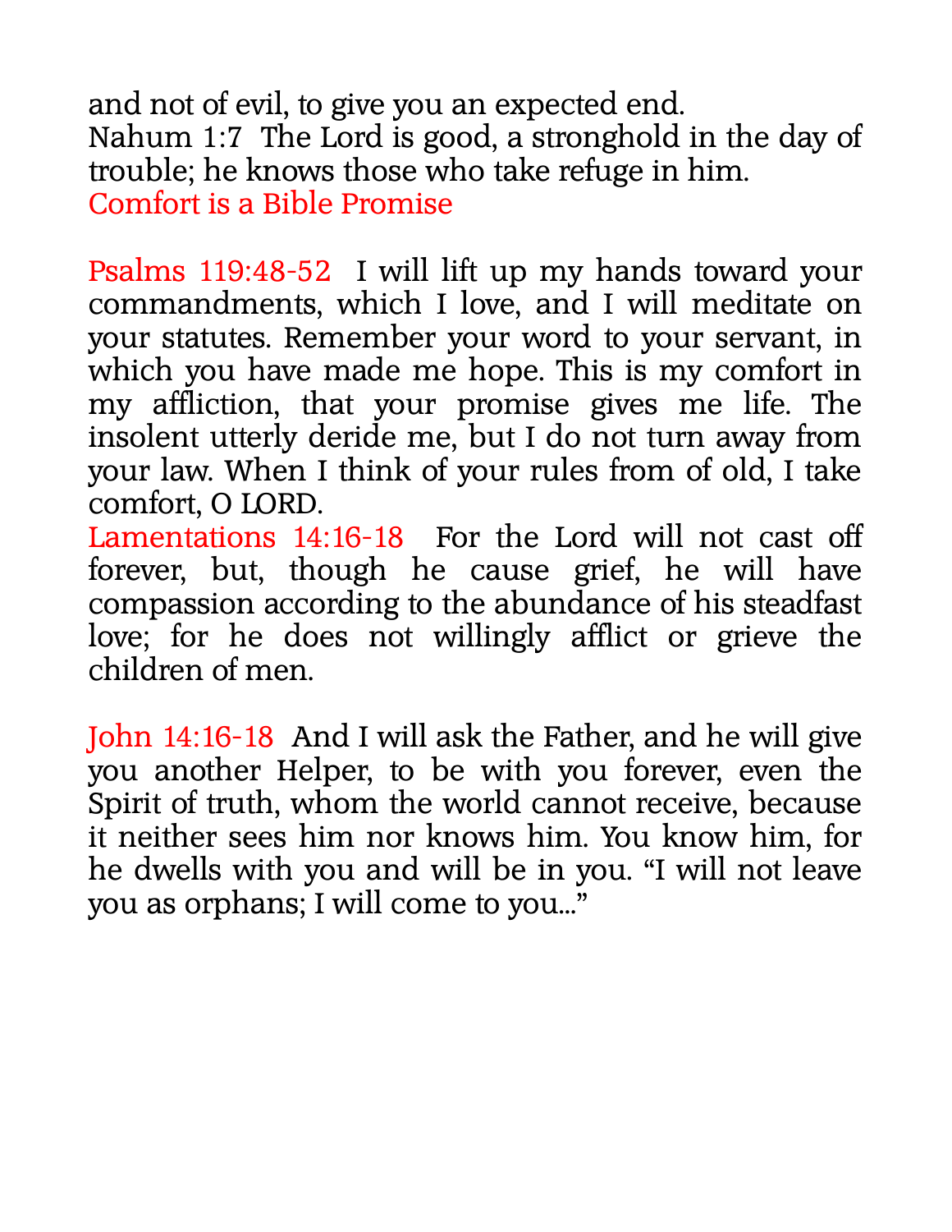and not of evil, to give you an expected end.
Nahum 1:7  The Lord is good, a stronghold in the day of trouble; he knows those who take refuge in him.

## Comfort is a Bible Promise

Psalms 119:48-52  I will lift up my hands toward your commandments, which I love, and I will meditate on your statutes. Remember your word to your servant, in which you have made me hope. This is my comfort in my affliction, that your promise gives me life. The insolent utterly deride me, but I do not turn away from your law. When I think of your rules from of old, I take comfort, O LORD.
Lamentations 14:16-18  For the Lord will not cast off forever, but, though he cause grief, he will have compassion according to the abundance of his steadfast love; for he does not willingly afflict or grieve the children of men.

John 14:16-18  And I will ask the Father, and he will give you another Helper, to be with you forever, even the Spirit of truth, whom the world cannot receive, because it neither sees him nor knows him. You know him, for he dwells with you and will be in you. "I will not leave you as orphans; I will come to you..."